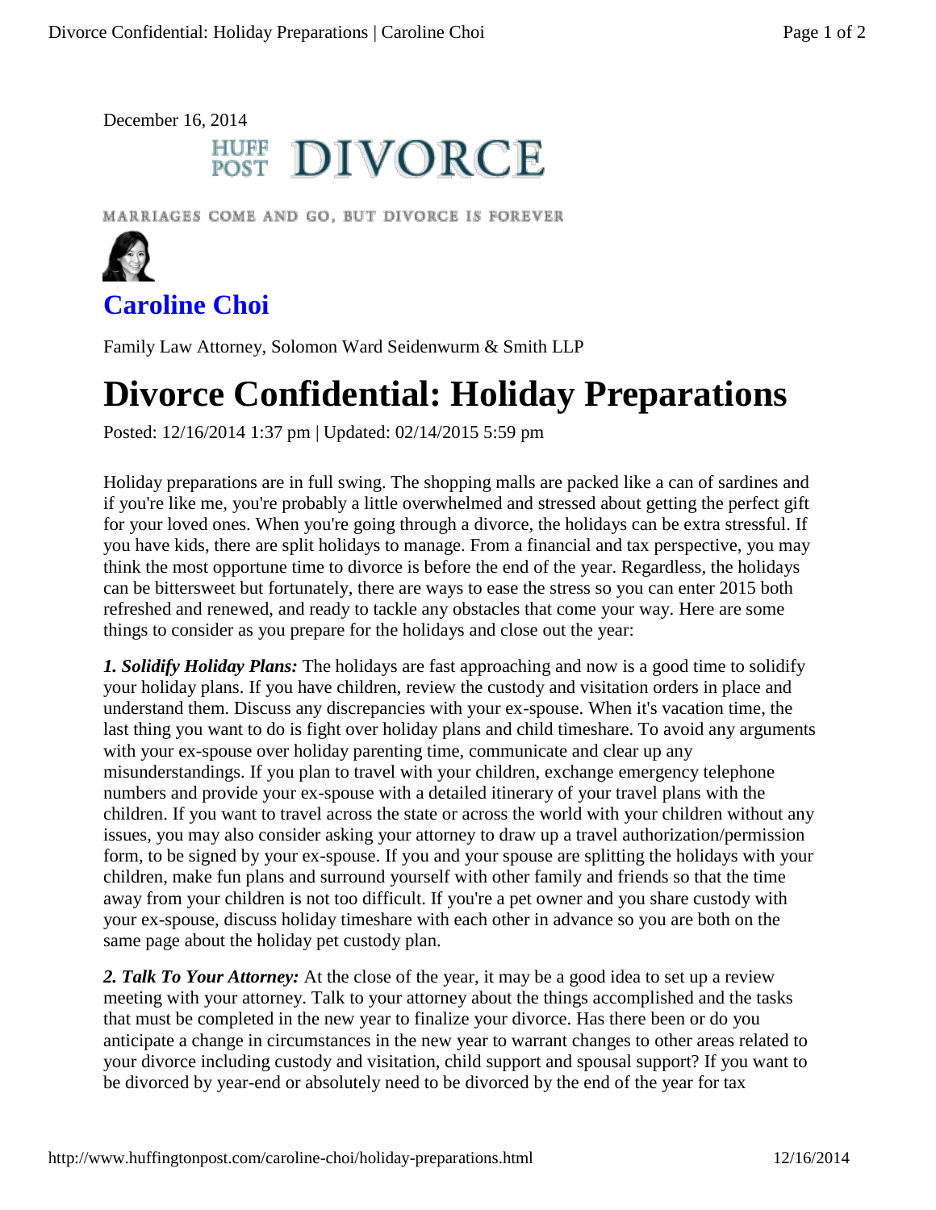December 16, 2014

HUFF POST DIVORCE

MARRIAGES COME AND GO, BUT DIVORCE IS FOREVER

## Caroline Choi

Family Law Attorney, Solomon Ward Seidenwurm & Smith LLP

# Divorce Confidential: Holiday Preparations

Posted: 12/16/2014 1:37 pm | Updated: 02/14/2015 5:59 pm

Holiday preparations are in full swing. The shopping malls are packed like a can of sardines and if you're like me, you're probably a little overwhelmed and stressed about getting the perfect gift for your loved ones. When you're going through a divorce, the holidays can be extra stressful. If you have kids, there are split holidays to manage. From a financial and tax perspective, you may think the most opportune time to divorce is before the end of the year. Regardless, the holidays can be bittersweet but fortunately, there are ways to ease the stress so you can enter 2015 both refreshed and renewed, and ready to tackle any obstacles that come your way. Here are some things to consider as you prepare for the holidays and close out the year:

***1. Solidify Holiday Plans:*** The holidays are fast approaching and now is a good time to solidify your holiday plans. If you have children, review the custody and visitation orders in place and understand them. Discuss any discrepancies with your ex-spouse. When it's vacation time, the last thing you want to do is fight over holiday plans and child timeshare. To avoid any arguments with your ex-spouse over holiday parenting time, communicate and clear up any misunderstandings. If you plan to travel with your children, exchange emergency telephone numbers and provide your ex-spouse with a detailed itinerary of your travel plans with the children. If you want to travel across the state or across the world with your children without any issues, you may also consider asking your attorney to draw up a travel authorization/permission form, to be signed by your ex-spouse. If you and your spouse are splitting the holidays with your children, make fun plans and surround yourself with other family and friends so that the time away from your children is not too difficult. If you're a pet owner and you share custody with your ex-spouse, discuss holiday timeshare with each other in advance so you are both on the same page about the holiday pet custody plan.

***2. Talk To Your Attorney:*** At the close of the year, it may be a good idea to set up a review meeting with your attorney. Talk to your attorney about the things accomplished and the tasks that must be completed in the new year to finalize your divorce. Has there been or do you anticipate a change in circumstances in the new year to warrant changes to other areas related to your divorce including custody and visitation, child support and spousal support? If you want to be divorced by year-end or absolutely need to be divorced by the end of the year for tax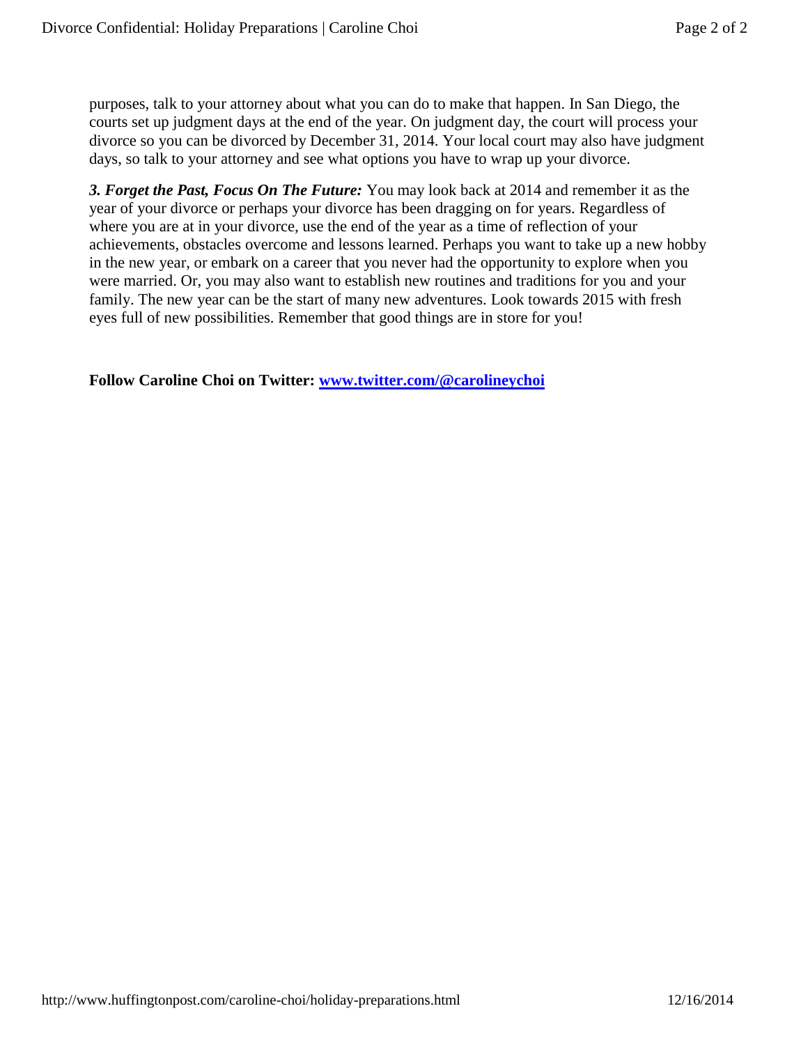purposes, talk to your attorney about what you can do to make that happen. In San Diego, the courts set up judgment days at the end of the year. On judgment day, the court will process your divorce so you can be divorced by December 31, 2014. Your local court may also have judgment days, so talk to your attorney and see what options you have to wrap up your divorce.

***3. Forget the Past, Focus On The Future:*** You may look back at 2014 and remember it as the year of your divorce or perhaps your divorce has been dragging on for years. Regardless of where you are at in your divorce, use the end of the year as a time of reflection of your achievements, obstacles overcome and lessons learned. Perhaps you want to take up a new hobby in the new year, or embark on a career that you never had the opportunity to explore when you were married. Or, you may also want to establish new routines and traditions for you and your family. The new year can be the start of many new adventures. Look towards 2015 with fresh eyes full of new possibilities. Remember that good things are in store for you!

**Follow Caroline Choi on Twitter: [www.twitter.com/@carolineychoi](www.twitter.com/@carolineychoi)**